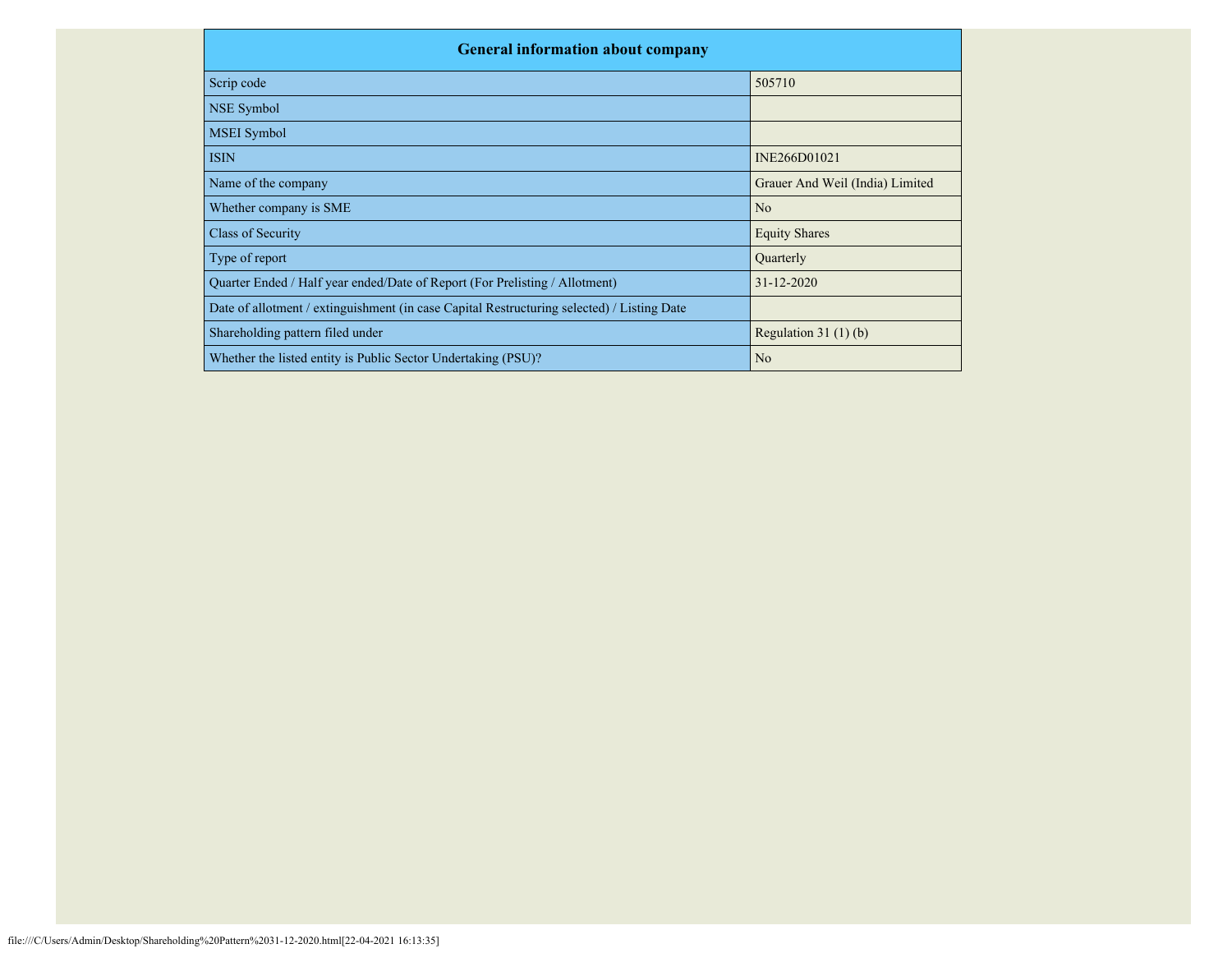| General information about company | |
|---|---|
| Scrip code | 505710 |
| NSE Symbol | |
| MSEI Symbol | |
| ISIN | INE266D01021 |
| Name of the company | Grauer And Weil (India) Limited |
| Whether company is SME | No |
| Class of Security | Equity Shares |
| Type of report | Quarterly |
| Quarter Ended / Half year ended/Date of Report (For Prelisting / Allotment) | 31-12-2020 |
| Date of allotment / extinguishment (in case Capital Restructuring selected) / Listing Date | |
| Shareholding pattern filed under | Regulation 31 (1) (b) |
| Whether the listed entity is Public Sector Undertaking (PSU)? | No |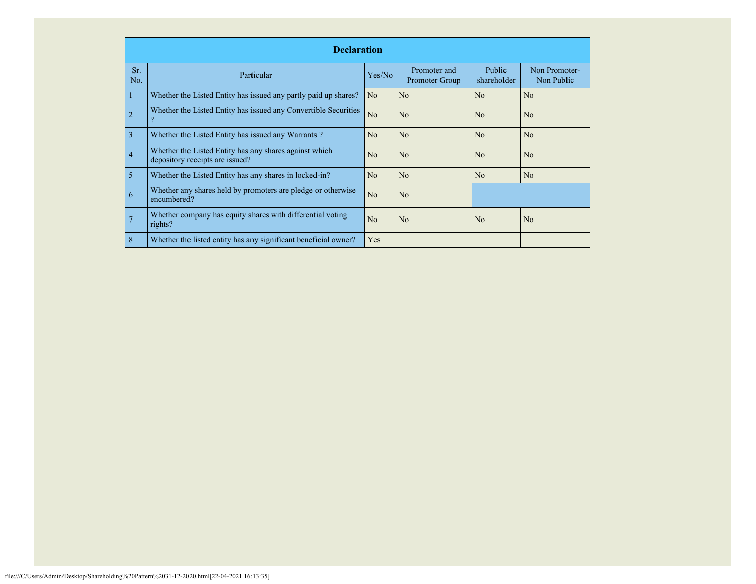| Declaration | | | | | |
|---|---|---|---|---|---|
| Sr. No. | Particular | Yes/No | Promoter and Promoter Group | Public shareholder | Non Promoter-Non Public |
| 1 | Whether the Listed Entity has issued any partly paid up shares? | No | No | No | No |
| 2 | Whether the Listed Entity has issued any Convertible Securities ? | No | No | No | No |
| 3 | Whether the Listed Entity has issued any Warrants ? | No | No | No | No |
| 4 | Whether the Listed Entity has any shares against which depository receipts are issued? | No | No | No | No |
| 5 | Whether the Listed Entity has any shares in locked-in? | No | No | No | No |
| 6 | Whether any shares held by promoters are pledge or otherwise encumbered? | No | No | | |
| 7 | Whether company has equity shares with differential voting rights? | No | No | No | No |
| 8 | Whether the listed entity has any significant beneficial owner? | Yes | | | |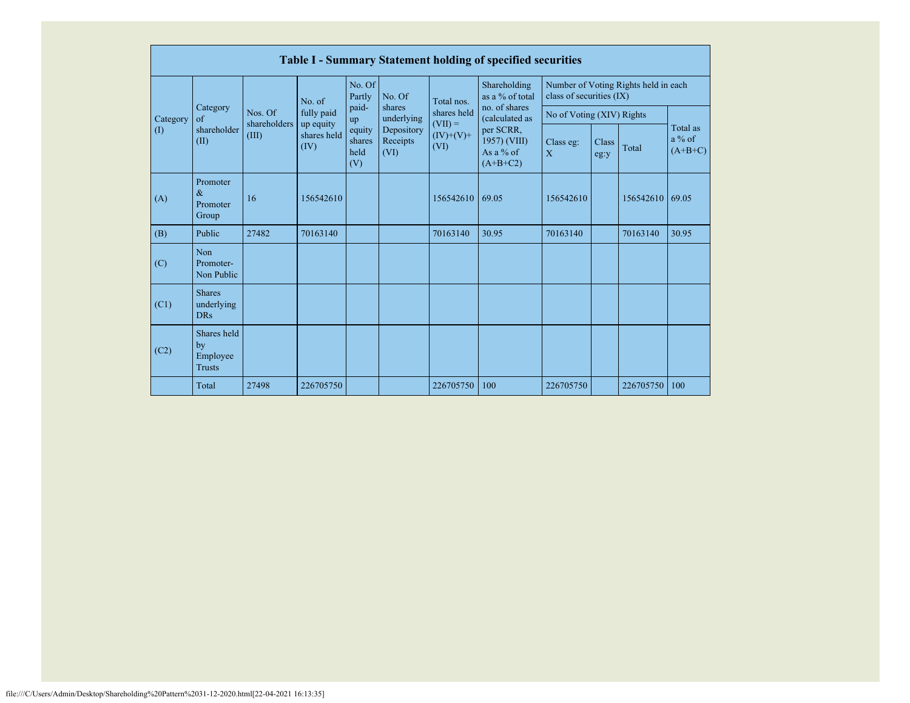| Table I - Summary Statement holding of specified securities | | | | | | | | | | | | |
|---|---|---|---|---|---|---|---|---|---|---|---|---|
| Category (I) | Category of shareholder (II) | Nos. Of shareholders (III) | No. of fully paid up equity shares held (IV) | No. Of Partly paid-up equity shares held (V) | No. Of shares underlying Depository Receipts (VI) | Total nos. shares held (VII) = (IV)+(V)+ (VI) | Shareholding as a % of total no. of shares (calculated as per SCRR, 1957) (VIII) As a % of (A+B+C2) | Number of Voting Rights held in each class of securities (IX) | | | |
| | | | | | | | | No of Voting (XIV) Rights | | | Total as a % of (A+B+C) |
| | | | | | | | | Class eg: X | Class eg:y | Total | |
| (A) | Promoter & Promoter Group | 16 | 156542610 | | | 156542610 | 69.05 | 156542610 | | 156542610 | 69.05 |
| (B) | Public | 27482 | 70163140 | | | 70163140 | 30.95 | 70163140 | | 70163140 | 30.95 |
| (C) | Non Promoter- Non Public | | | | | | | | | | |
| (C1) | Shares underlying DRs | | | | | | | | | | |
| (C2) | Shares held by Employee Trusts | | | | | | | | | | |
| | Total | 27498 | 226705750 | | | 226705750 | 100 | 226705750 | | 226705750 | 100 |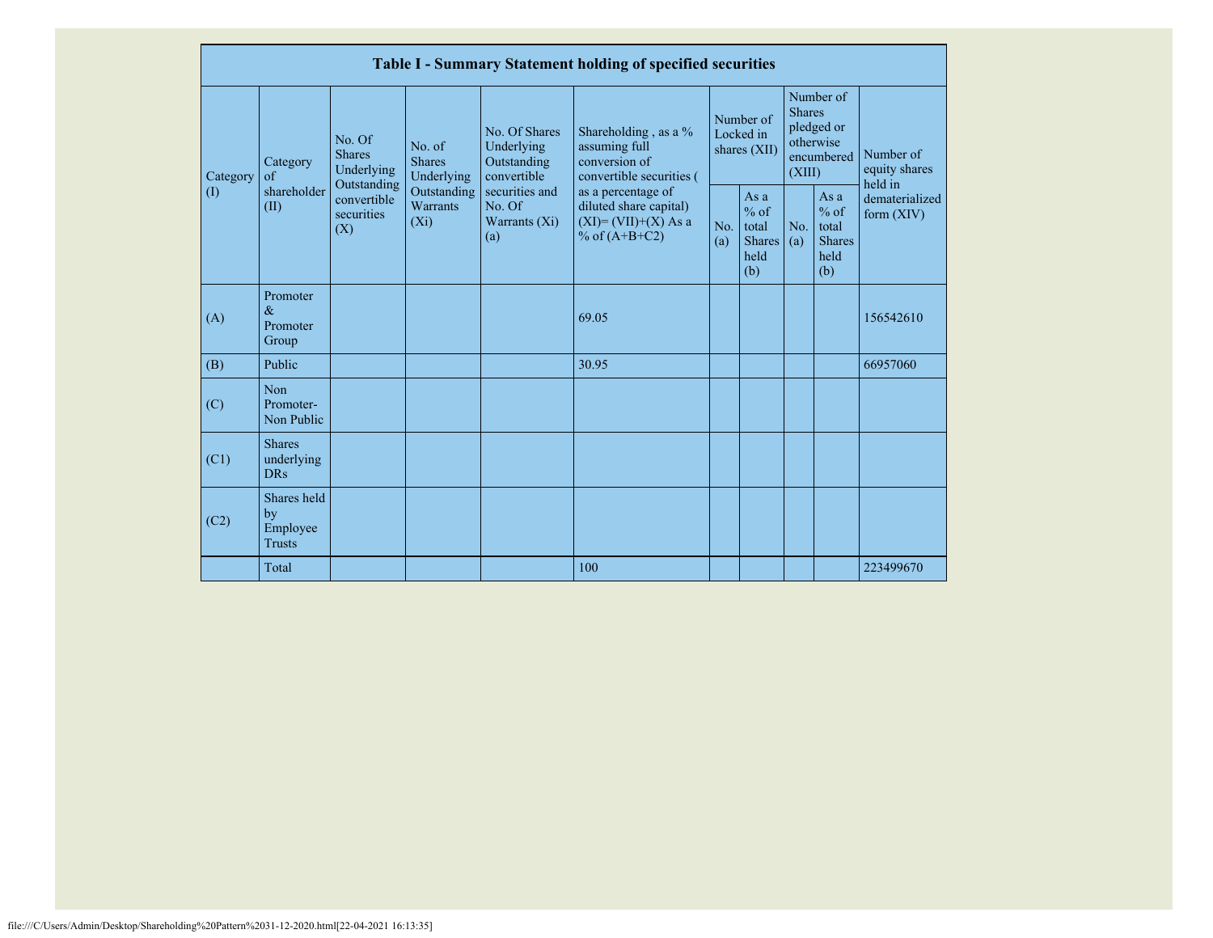| Table I - Summary Statement holding of specified securities | | | | | | | | | | |
|---|---|---|---|---|---|---|---|---|---|---|
| Category (I) | Category of shareholder (II) | No. Of Shares Underlying Outstanding convertible securities (X) | No. of Shares Underlying Outstanding Warrants (Xi) | No. Of Shares Underlying Outstanding convertible securities and No. Of Warrants (Xi) (a) | Shareholding , as a % assuming full conversion of convertible securities ( as a percentage of diluted share capital) (XI)= (VII)+(X) As a % of (A+B+C2) | Number of Locked in shares (XII) | | Number of Shares pledged or otherwise encumbered (XIII) | | Number of equity shares held in dematerialized form (XIV) |
| | | | | | | No. (a) | As a % of total Shares held (b) | No. (a) | As a % of total Shares held (b) | |
| (A) | Promoter & Promoter Group | | | | 69.05 | | | | | 156542610 |
| (B) | Public | | | | 30.95 | | | | | 66957060 |
| (C) | Non Promoter- Non Public | | | | | | | | | |
| (C1) | Shares underlying DRs | | | | | | | | | |
| (C2) | Shares held by Employee Trusts | | | | | | | | | |
| | Total | | | | 100 | | | | | 223499670 |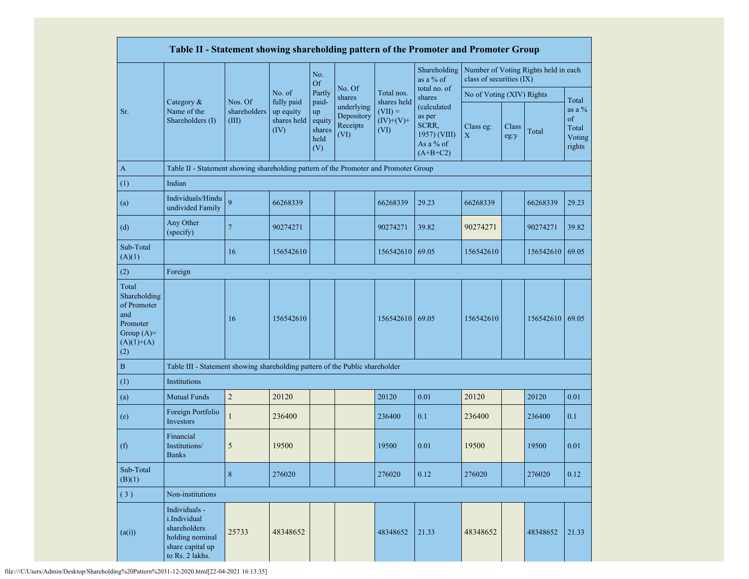| Table II - Statement showing shareholding pattern of the Promoter and Promoter Group | | | | | | | | | | | |
|---|---|---|---|---|---|---|---|---|---|---|---|
| Sr. | Category & Name of the Shareholders (I) | Nos. Of shareholders (III) | No. of fully paid up equity shares held (IV) | No. Of Partly paid-up equity shares held (V) | No. Of shares underlying Depository Receipts (VI) | Total nos. shares held (VII) = (IV)+(V)+ (VI) | Shareholding as a % of total no. of shares (calculated as per SCRR, 1957) (VIII) As a % of (A+B+C2) | Number of Voting Rights held in each class of securities (IX) | | | |
| | | | | | | | | No of Voting (XIV) Rights | | | Total as a % of Total Voting rights |
| | | | | | | | | Class eg: X | Class eg:y | Total | |
| A | Table II - Statement showing shareholding pattern of the Promoter and Promoter Group | | | | | | | | | | |
| (1) | Indian | | | | | | | | | | |
| (a) | Individuals/Hindu undivided Family | 9 | 66268339 | | | 66268339 | 29.23 | 66268339 | | 66268339 | 29.23 |
| (d) | Any Other (specify) | 7 | 90274271 | | | 90274271 | 39.82 | 90274271 | | 90274271 | 39.82 |
| Sub-Total (A)(1) | | 16 | 156542610 | | | 156542610 | 69.05 | 156542610 | | 156542610 | 69.05 |
| (2) | Foreign | | | | | | | | | | |
| Total Shareholding of Promoter and Promoter Group (A)=(A)(1)+(A)(2) | | 16 | 156542610 | | | 156542610 | 69.05 | 156542610 | | 156542610 | 69.05 |
| B | Table III - Statement showing shareholding pattern of the Public shareholder | | | | | | | | | | |
| (1) | Institutions | | | | | | | | | | |
| (a) | Mutual Funds | 2 | 20120 | | | 20120 | 0.01 | 20120 | | 20120 | 0.01 |
| (e) | Foreign Portfolio Investors | 1 | 236400 | | | 236400 | 0.1 | 236400 | | 236400 | 0.1 |
| (f) | Financial Institutions/ Banks | 5 | 19500 | | | 19500 | 0.01 | 19500 | | 19500 | 0.01 |
| Sub-Total (B)(1) | | 8 | 276020 | | | 276020 | 0.12 | 276020 | | 276020 | 0.12 |
| ( 3 ) | Non-institutions | | | | | | | | | | |
| (a(i)) | Individuals - i.Individual shareholders holding nominal share capital up to Rs. 2 lakhs. | 25733 | 48348652 | | | 48348652 | 21.33 | 48348652 | | 48348652 | 21.33 |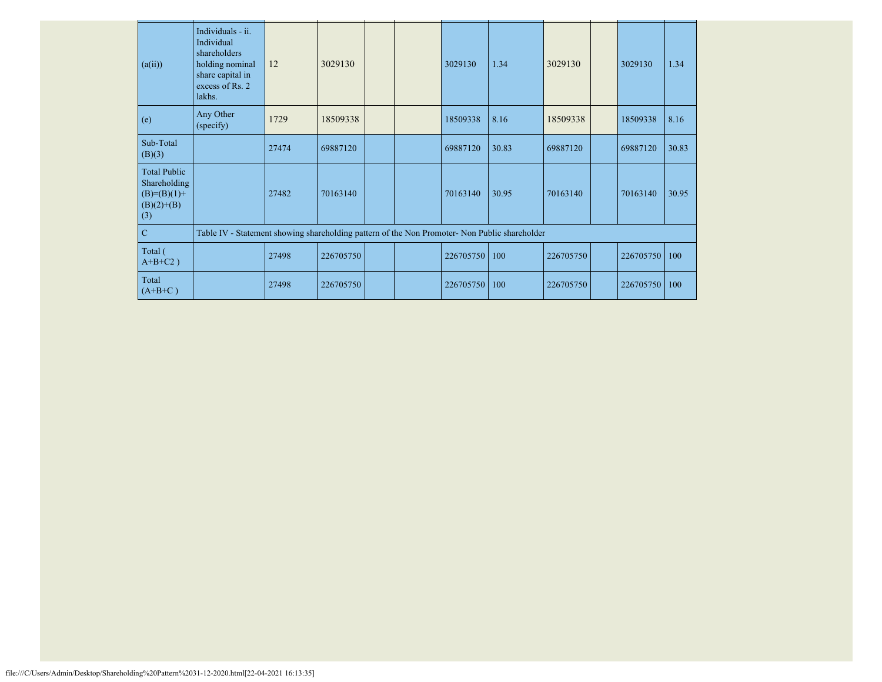| | | | | | | | | | | | |
|---|---|---|---|---|---|---|---|---|---|---|---|
| (a(ii)) | Individuals - ii. Individual shareholders holding nominal share capital in excess of Rs. 2 lakhs. | 12 | 3029130 | | | 3029130 | 1.34 | 3029130 | | 3029130 | 1.34 |
| (e) | Any Other (specify) | 1729 | 18509338 | | | 18509338 | 8.16 | 18509338 | | 18509338 | 8.16 |
| Sub-Total (B)(3) | | 27474 | 69887120 | | | 69887120 | 30.83 | 69887120 | | 69887120 | 30.83 |
| Total Public Shareholding (B)=(B)(1)+(B)(2)+(B)(3) | | 27482 | 70163140 | | | 70163140 | 30.95 | 70163140 | | 70163140 | 30.95 |
| C | Table IV - Statement showing shareholding pattern of the Non Promoter- Non Public shareholder | | | | | | | | | | |
| Total ( A+B+C2 ) | | 27498 | 226705750 | | | 226705750 | 100 | 226705750 | | 226705750 | 100 |
| Total (A+B+C ) | | 27498 | 226705750 | | | 226705750 | 100 | 226705750 | | 226705750 | 100 |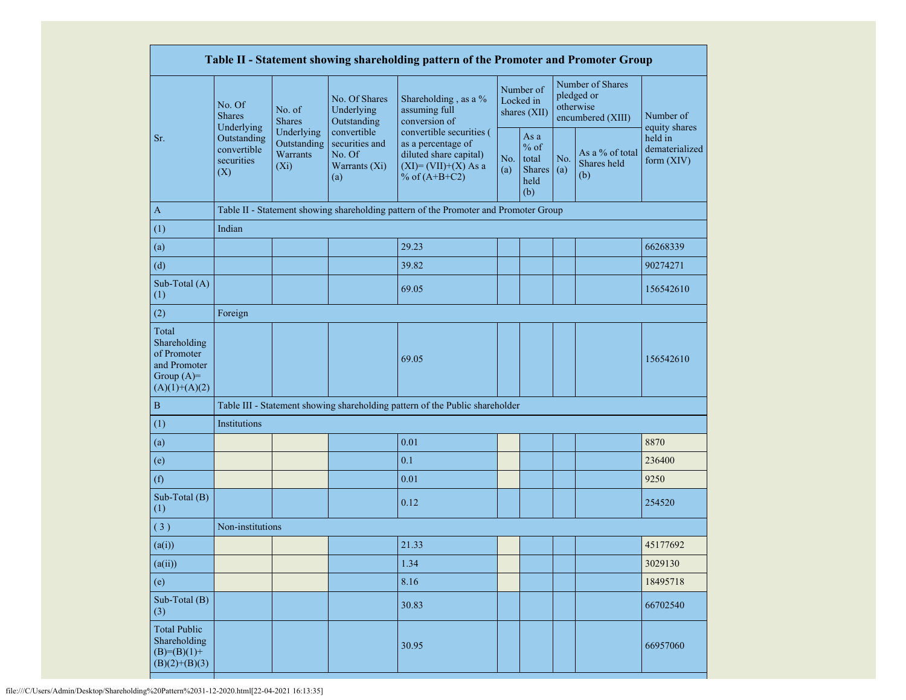| Table II - Statement showing shareholding pattern of the Promoter and Promoter Group | | | | | | | | | |
|---|---|---|---|---|---|---|---|---|---|
| Sr. | No. Of Shares Underlying Outstanding convertible securities (X) | No. of Shares Underlying Outstanding Warrants (Xi) | No. Of Shares Underlying Outstanding convertible securities and No. Of Warrants (Xi) (a) | Shareholding , as a % assuming full conversion of convertible securities ( as a percentage of diluted share capital) (XI)= (VII)+(X) As a % of (A+B+C2) | Number of Locked in shares (XII) | | Number of Shares pledged or otherwise encumbered (XIII) | | Number of equity shares held in dematerialized form (XIV) |
| | | | | | No. (a) | As a % of total Shares held (b) | No. (a) | As a % of total Shares held (b) | |
| A | Table II - Statement showing shareholding pattern of the Promoter and Promoter Group | | | | | | | | |
| (1) | Indian | | | | | | | | |
| (a) | | | | 29.23 | | | | | 66268339 |
| (d) | | | | 39.82 | | | | | 90274271 |
| Sub-Total (A) (1) | | | | 69.05 | | | | | 156542610 |
| (2) | Foreign | | | | | | | | |
| Total Shareholding of Promoter and Promoter Group (A)= (A)(1)+(A)(2) | | | | 69.05 | | | | | 156542610 |
| B | Table III - Statement showing shareholding pattern of the Public shareholder | | | | | | | | |
| (1) | Institutions | | | | | | | | |
| (a) | | | | 0.01 | | | | | 8870 |
| (e) | | | | 0.1 | | | | | 236400 |
| (f) | | | | 0.01 | | | | | 9250 |
| Sub-Total (B) (1) | | | | 0.12 | | | | | 254520 |
| ( 3 ) | Non-institutions | | | | | | | | |
| (a(i)) | | | | 21.33 | | | | | 45177692 |
| (a(ii)) | | | | 1.34 | | | | | 3029130 |
| (e) | | | | 8.16 | | | | | 18495718 |
| Sub-Total (B) (3) | | | | 30.83 | | | | | 66702540 |
| Total Public Shareholding (B)=(B)(1)+ (B)(2)+(B)(3) | | | | 30.95 | | | | | 66957060 |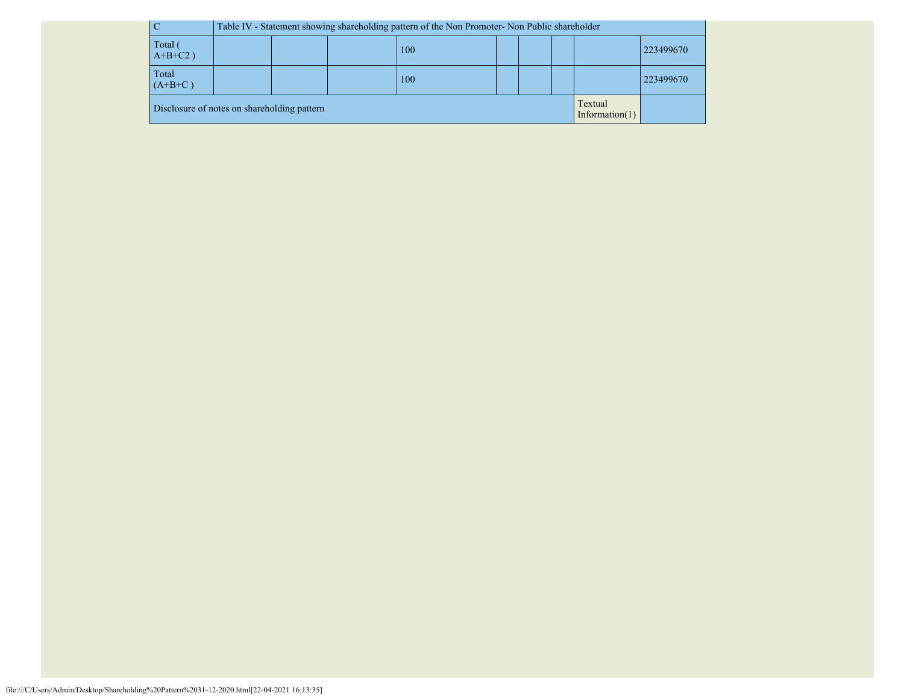| | | | | | | | | | |
|---|---|---|---|---|---|---|---|---|---|
| C | Table IV - Statement showing shareholding pattern of the Non Promoter- Non Public shareholder | | | | | | | | |
| Total ( A+B+C2 ) | | | | 100 | | | | | 223499670 |
| Total (A+B+C ) | | | | 100 | | | | | 223499670 |
| Disclosure of notes on shareholding pattern | | | | | | | | Textual Information(1) | |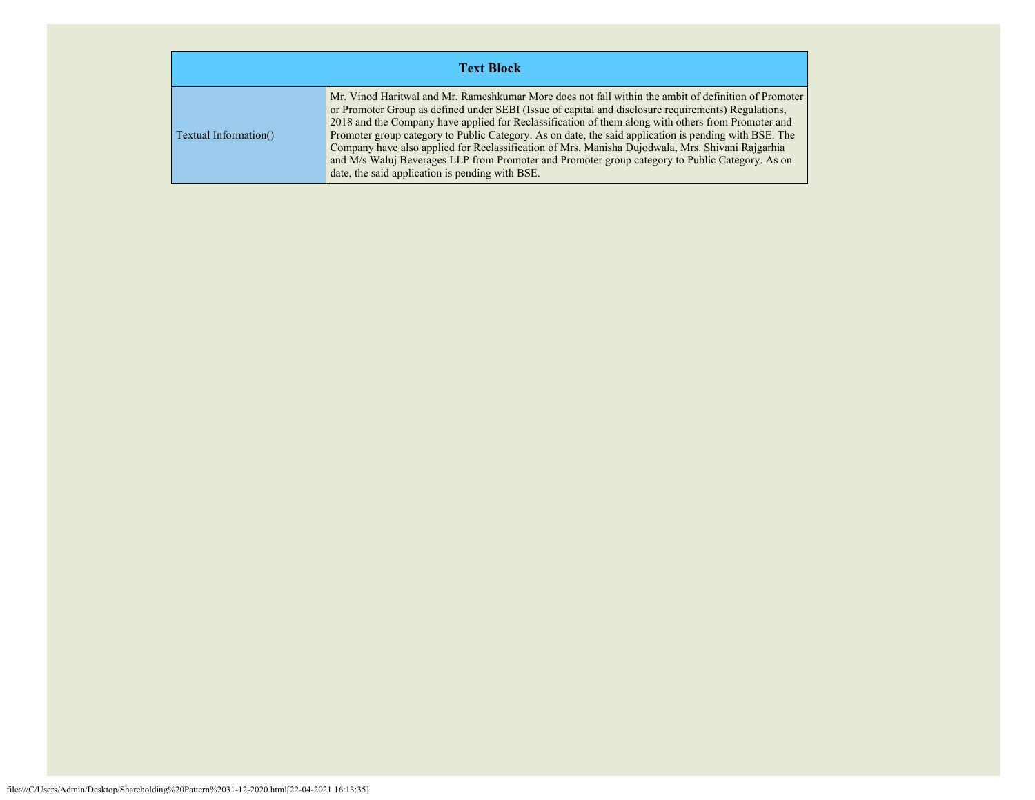| Text Block | |
|---|---|
| Textual Information() | Mr. Vinod Haritwal and Mr. Rameshkumar More does not fall within the ambit of definition of Promoter or Promoter Group as defined under SEBI (Issue of capital and disclosure requirements) Regulations, 2018 and the Company have applied for Reclassification of them along with others from Promoter and Promoter group category to Public Category. As on date, the said application is pending with BSE. The Company have also applied for Reclassification of Mrs. Manisha Dujodwala, Mrs. Shivani Rajgarhia and M/s Waluj Beverages LLP from Promoter and Promoter group category to Public Category. As on date, the said application is pending with BSE. |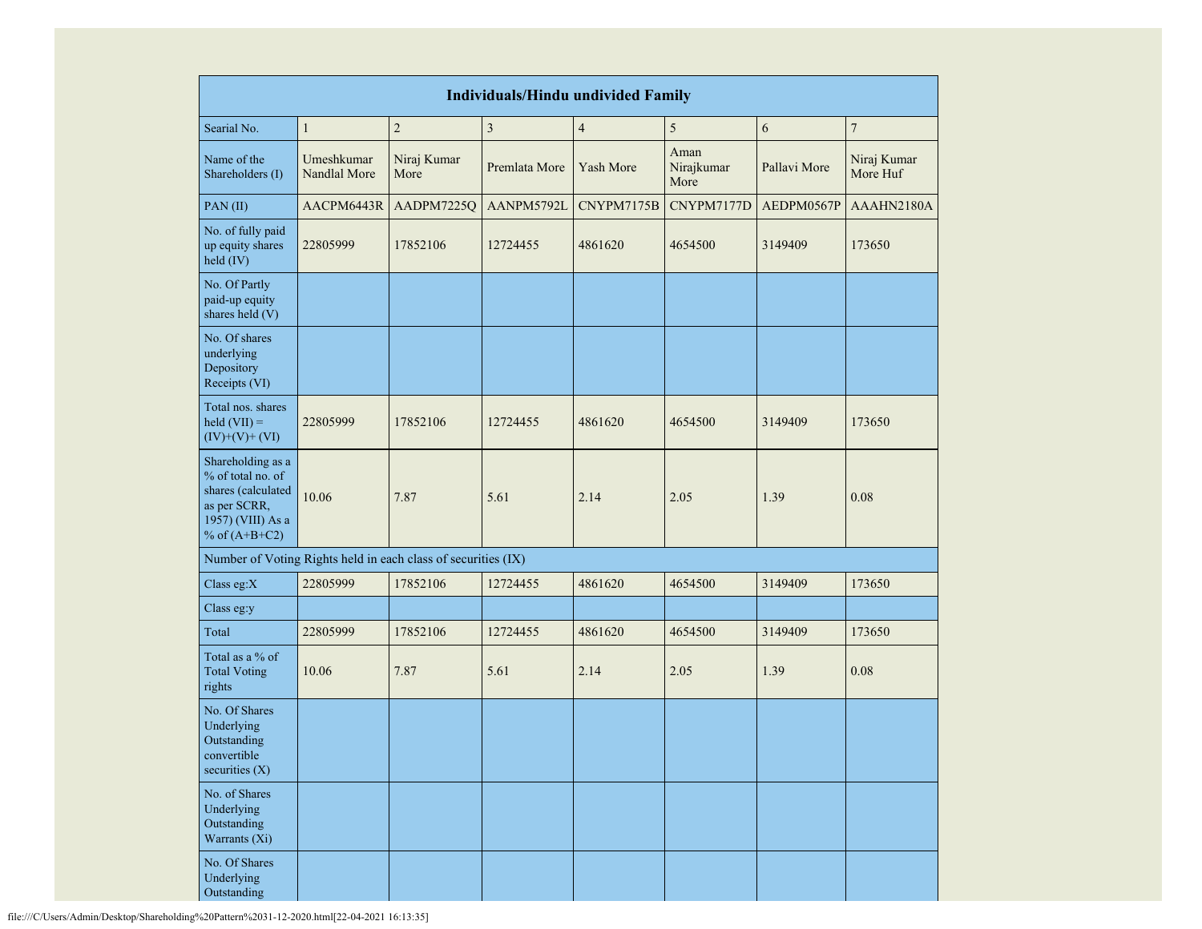| Individuals/Hindu undivided Family | | | | | | | |
|---|---|---|---|---|---|---|---|
| Searial No. | 1 | 2 | 3 | 4 | 5 | 6 | 7 |
| Name of the Shareholders (I) | Umeshkumar Nandlal More | Niraj Kumar More | Premlata More | Yash More | Aman Nirajkumar More | Pallavi More | Niraj Kumar More Huf |
| PAN (II) | AACPM6443R | AADPM7225Q | AANPM5792L | CNYPM7175B | CNYPM7177D | AEDPM0567P | AAAHN2180A |
| No. of fully paid up equity shares held (IV) | 22805999 | 17852106 | 12724455 | 4861620 | 4654500 | 3149409 | 173650 |
| No. Of Partly paid-up equity shares held (V) | | | | | | | |
| No. Of shares underlying Depository Receipts (VI) | | | | | | | |
| Total nos. shares held (VII) = (IV)+(V)+ (VI) | 22805999 | 17852106 | 12724455 | 4861620 | 4654500 | 3149409 | 173650 |
| Shareholding as a % of total no. of shares (calculated as per SCRR, 1957) (VIII) As a % of (A+B+C2) | 10.06 | 7.87 | 5.61 | 2.14 | 2.05 | 1.39 | 0.08 |
| Number of Voting Rights held in each class of securities (IX) | | | | | | | |
| Class eg:X | 22805999 | 17852106 | 12724455 | 4861620 | 4654500 | 3149409 | 173650 |
| Class eg:y | | | | | | | |
| Total | 22805999 | 17852106 | 12724455 | 4861620 | 4654500 | 3149409 | 173650 |
| Total as a % of Total Voting rights | 10.06 | 7.87 | 5.61 | 2.14 | 2.05 | 1.39 | 0.08 |
| No. Of Shares Underlying Outstanding convertible securities (X) | | | | | | | |
| No. of Shares Underlying Outstanding Warrants (Xi) | | | | | | | |
| No. Of Shares Underlying Outstanding | | | | | | | |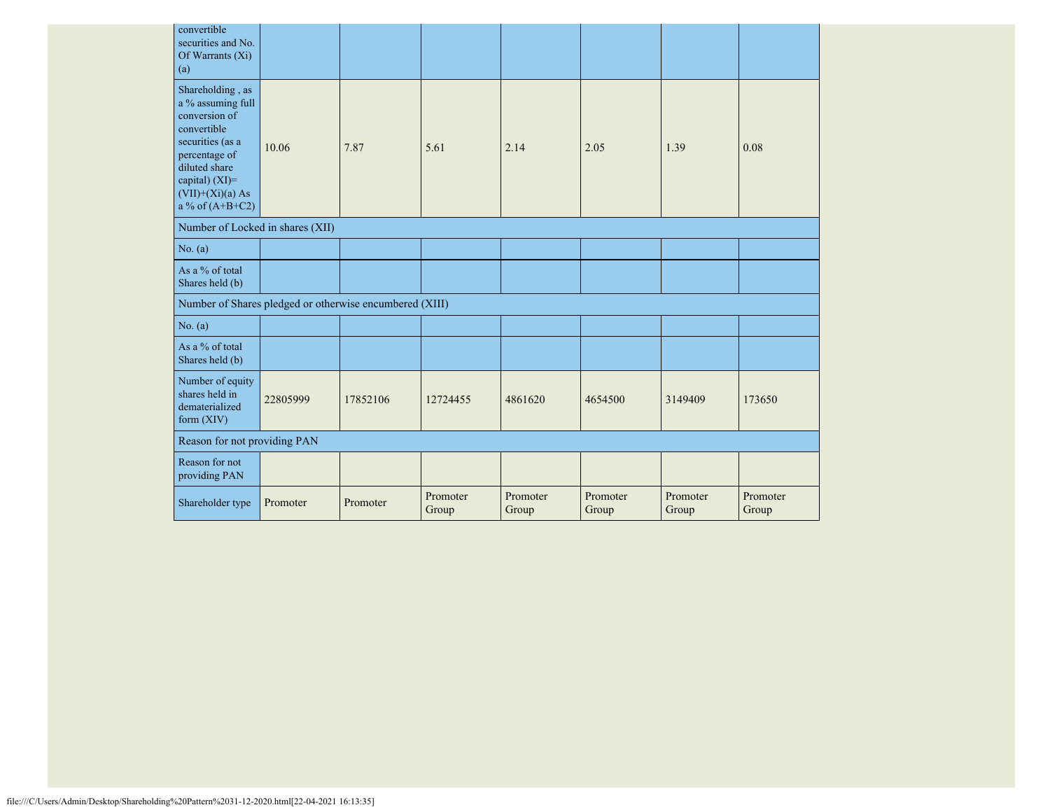| | | | | | | | |
|---|---|---|---|---|---|---|---|
| convertible securities and No. Of Warrants (Xi) (a) | | | | | | | |
| Shareholding , as a % assuming full conversion of convertible securities (as a percentage of diluted share capital) (XI)= (VII)+(Xi)(a) As a % of (A+B+C2) | 10.06 | 7.87 | 5.61 | 2.14 | 2.05 | 1.39 | 0.08 |
| Number of Locked in shares (XII) | | | | | | | |
| No. (a) | | | | | | | |
| As a % of total Shares held (b) | | | | | | | |
| Number of Shares pledged or otherwise encumbered (XIII) | | | | | | | |
| No. (a) | | | | | | | |
| As a % of total Shares held (b) | | | | | | | |
| Number of equity shares held in dematerialized form (XIV) | 22805999 | 17852106 | 12724455 | 4861620 | 4654500 | 3149409 | 173650 |
| Reason for not providing PAN | | | | | | | |
| Reason for not providing PAN | | | | | | | |
| Shareholder type | Promoter | Promoter | Promoter Group | Promoter Group | Promoter Group | Promoter Group | Promoter Group |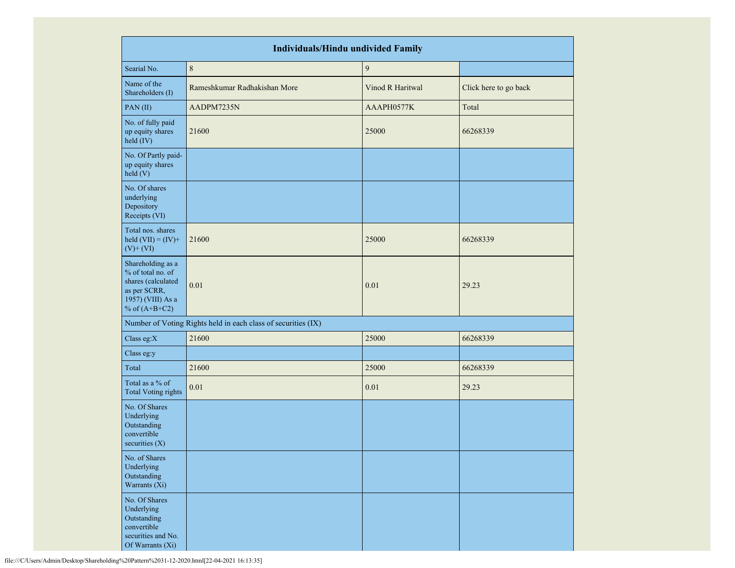| Individuals/Hindu undivided Family | | | |
|---|---|---|---|
| Searial No. | 8 | 9 | |
| Name of the Shareholders (I) | Rameshkumar Radhakishan More | Vinod R Haritwal | Click here to go back |
| PAN (II) | AADPM7235N | AAAPH0577K | Total |
| No. of fully paid up equity shares held (IV) | 21600 | 25000 | 66268339 |
| No. Of Partly paid-up equity shares held (V) | | | |
| No. Of shares underlying Depository Receipts (VI) | | | |
| Total nos. shares held (VII) = (IV)+(V)+ (VI) | 21600 | 25000 | 66268339 |
| Shareholding as a % of total no. of shares (calculated as per SCRR, 1957) (VIII) As a % of (A+B+C2) | 0.01 | 0.01 | 29.23 |
| Number of Voting Rights held in each class of securities (IX) | | | |
| Class eg:X | 21600 | 25000 | 66268339 |
| Class eg:y | | | |
| Total | 21600 | 25000 | 66268339 |
| Total as a % of Total Voting rights | 0.01 | 0.01 | 29.23 |
| No. Of Shares Underlying Outstanding convertible securities (X) | | | |
| No. of Shares Underlying Outstanding Warrants (Xi) | | | |
| No. Of Shares Underlying Outstanding convertible securities and No. Of Warrants (Xi) | | | |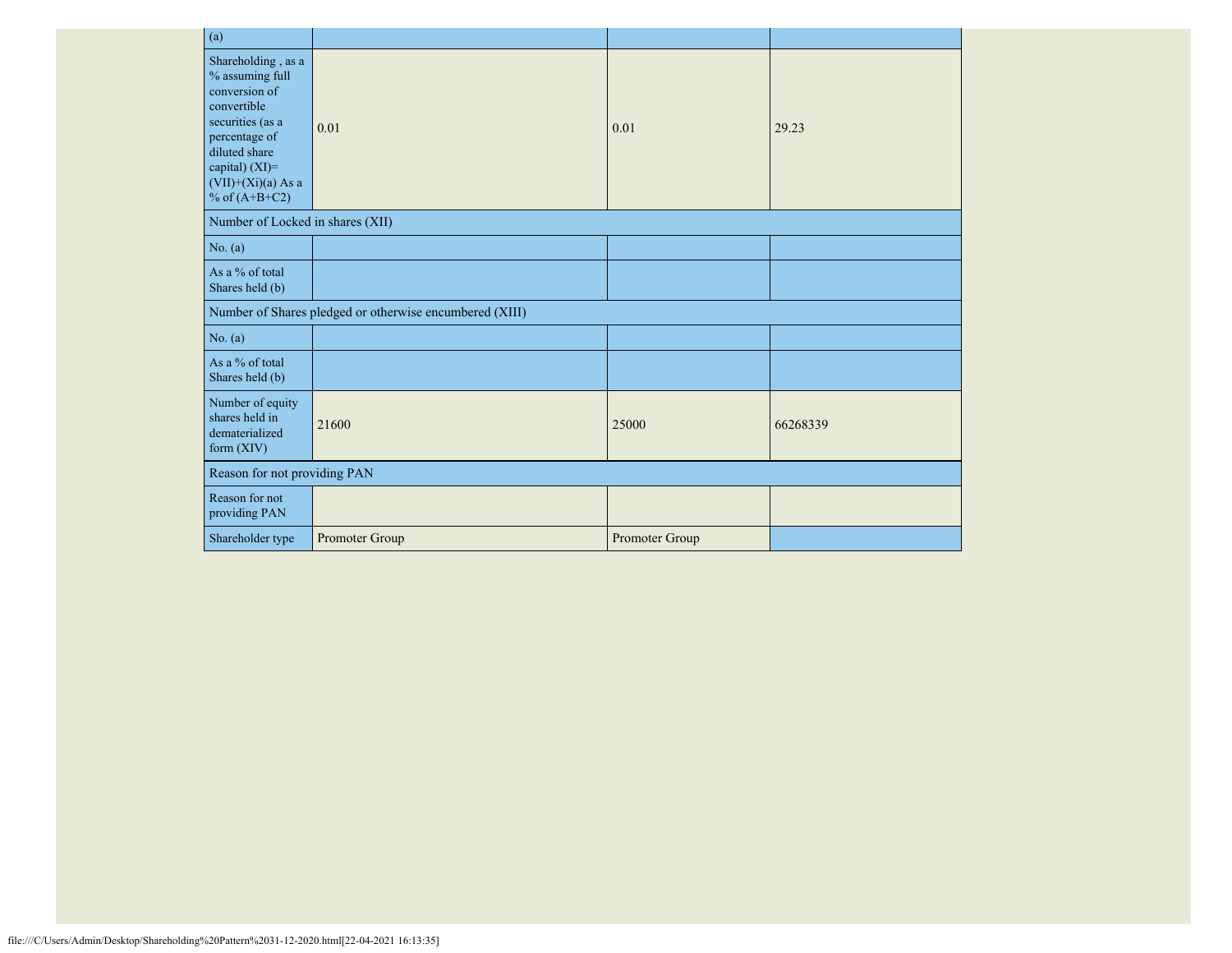| (a) | | | |
|---|---|---|---|
| Shareholding , as a % assuming full conversion of convertible securities (as a percentage of diluted share capital) (XI)= (VII)+(Xi)(a) As a % of (A+B+C2) | 0.01 | 0.01 | 29.23 |
| Number of Locked in shares (XII) | | | |
| No. (a) | | | |
| As a % of total Shares held (b) | | | |
| Number of Shares pledged or otherwise encumbered (XIII) | | | |
| No. (a) | | | |
| As a % of total Shares held (b) | | | |
| Number of equity shares held in dematerialized form (XIV) | 21600 | 25000 | 66268339 |
| Reason for not providing PAN | | | |
| Reason for not providing PAN | | | |
| Shareholder type | Promoter Group | Promoter Group | |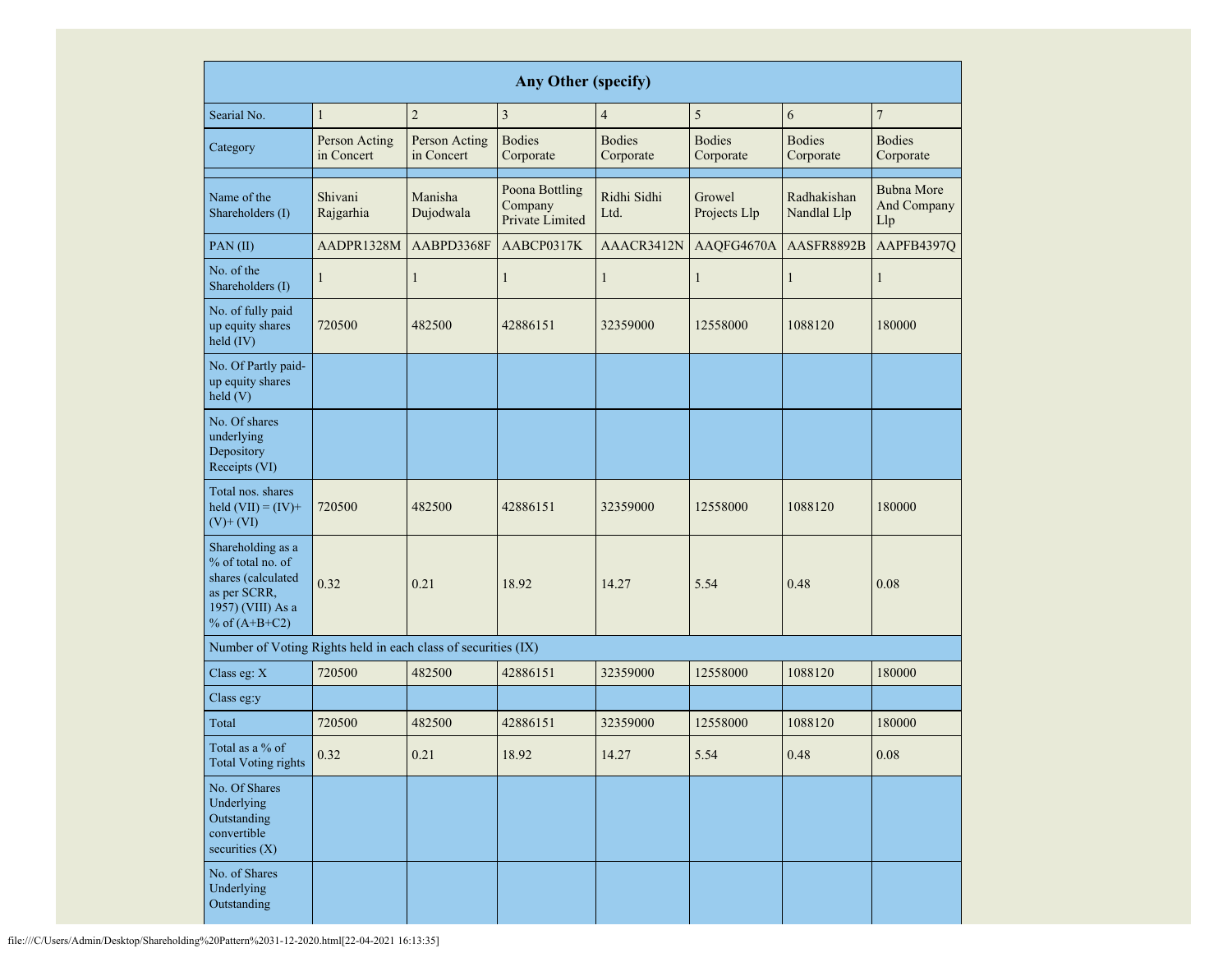| Any Other (specify) | | | | | | | |
|---|---|---|---|---|---|---|---|
| Searial No. | 1 | 2 | 3 | 4 | 5 | 6 | 7 |
| Category | Person Acting in Concert | Person Acting in Concert | Bodies Corporate | Bodies Corporate | Bodies Corporate | Bodies Corporate | Bodies Corporate |
| | | | | | | | |
| Name of the Shareholders (I) | Shivani Rajgarhia | Manisha Dujodwala | Poona Bottling Company Private Limited | Ridhi Sidhi Ltd. | Growel Projects Llp | Radhakishan Nandlal Llp | Bubna More And Company Llp |
| PAN (II) | AADPR1328M | AABPD3368F | AABCP0317K | AAACR3412N | AAQFG4670A | AASFR8892B | AAPFB4397Q |
| No. of the Shareholders (I) | 1 | 1 | 1 | 1 | 1 | 1 | 1 |
| No. of fully paid up equity shares held (IV) | 720500 | 482500 | 42886151 | 32359000 | 12558000 | 1088120 | 180000 |
| No. Of Partly paid-up equity shares held (V) | | | | | | | |
| No. Of shares underlying Depository Receipts (VI) | | | | | | | |
| Total nos. shares held (VII) = (IV)+(V)+ (VI) | 720500 | 482500 | 42886151 | 32359000 | 12558000 | 1088120 | 180000 |
| Shareholding as a % of total no. of shares (calculated as per SCRR, 1957) (VIII) As a % of (A+B+C2) | 0.32 | 0.21 | 18.92 | 14.27 | 5.54 | 0.48 | 0.08 |
| Number of Voting Rights held in each class of securities (IX) | | | | | | | |
| Class eg: X | 720500 | 482500 | 42886151 | 32359000 | 12558000 | 1088120 | 180000 |
| Class eg:y | | | | | | | |
| Total | 720500 | 482500 | 42886151 | 32359000 | 12558000 | 1088120 | 180000 |
| Total as a % of Total Voting rights | 0.32 | 0.21 | 18.92 | 14.27 | 5.54 | 0.48 | 0.08 |
| No. Of Shares Underlying Outstanding convertible securities (X) | | | | | | | |
| No. of Shares Underlying Outstanding | | | | | | | |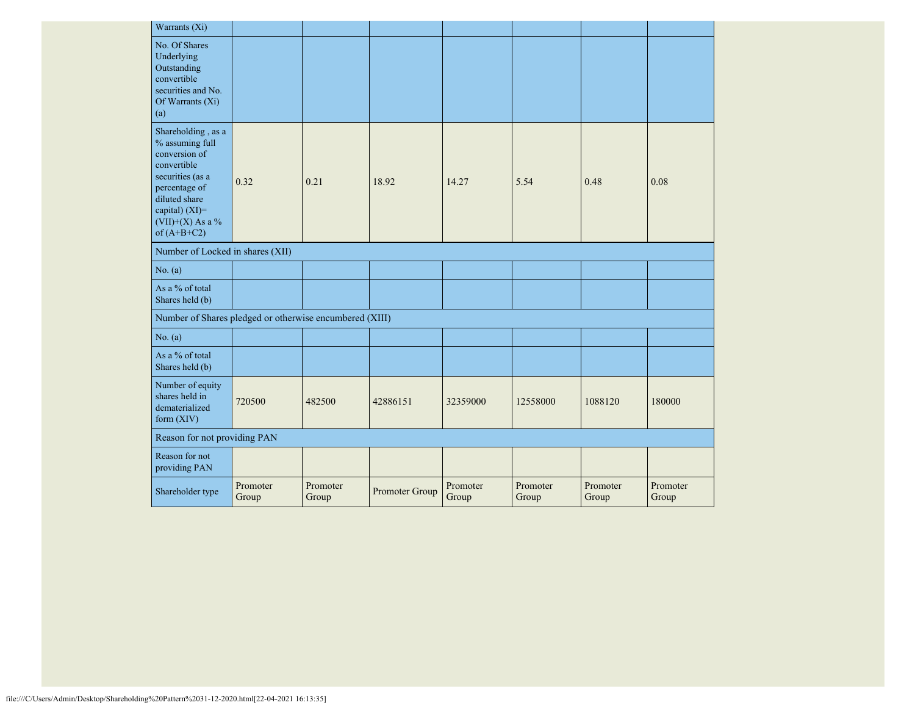| Warrants (Xi) | | | | | | | |
|---|---|---|---|---|---|---|---|
| No. Of Shares Underlying Outstanding convertible securities and No. Of Warrants (Xi) (a) | | | | | | | |
| Shareholding , as a % assuming full conversion of convertible securities (as a percentage of diluted share capital) (XI)= (VII)+(X) As a % of (A+B+C2) | 0.32 | 0.21 | 18.92 | 14.27 | 5.54 | 0.48 | 0.08 |
| Number of Locked in shares (XII) | | | | | | | |
| No. (a) | | | | | | | |
| As a % of total Shares held (b) | | | | | | | |
| Number of Shares pledged or otherwise encumbered (XIII) | | | | | | | |
| No. (a) | | | | | | | |
| As a % of total Shares held (b) | | | | | | | |
| Number of equity shares held in dematerialized form (XIV) | 720500 | 482500 | 42886151 | 32359000 | 12558000 | 1088120 | 180000 |
| Reason for not providing PAN | | | | | | | |
| Reason for not providing PAN | | | | | | | |
| Shareholder type | Promoter Group | Promoter Group | Promoter Group | Promoter Group | Promoter Group | Promoter Group | Promoter Group |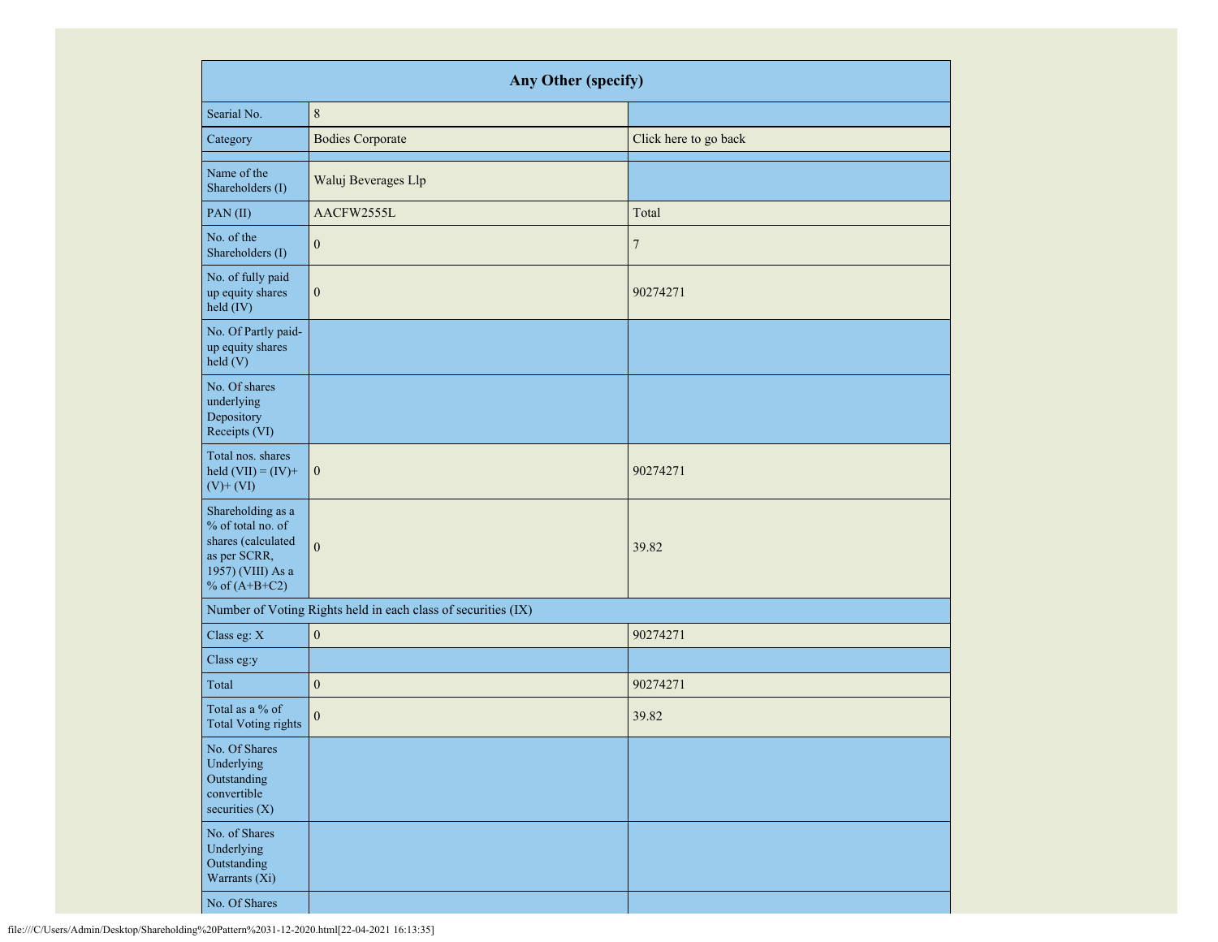| Any Other (specify) | | |
|---|---|---|
| Searial No. | 8 | |
| Category | Bodies Corporate | Click here to go back |
| | | |
| Name of the Shareholders (I) | Waluj Beverages Llp | |
| PAN (II) | AACFW2555L | Total |
| No. of the Shareholders (I) | 0 | 7 |
| No. of fully paid up equity shares held (IV) | 0 | 90274271 |
| No. Of Partly paid-up equity shares held (V) | | |
| No. Of shares underlying Depository Receipts (VI) | | |
| Total nos. shares held (VII) = (IV)+ (V)+ (VI) | 0 | 90274271 |
| Shareholding as a % of total no. of shares (calculated as per SCRR, 1957) (VIII) As a % of (A+B+C2) | 0 | 39.82 |
| Number of Voting Rights held in each class of securities (IX) | | |
| Class eg: X | 0 | 90274271 |
| Class eg:y | | |
| Total | 0 | 90274271 |
| Total as a % of Total Voting rights | 0 | 39.82 |
| No. Of Shares Underlying Outstanding convertible securities (X) | | |
| No. of Shares Underlying Outstanding Warrants (Xi) | | |
| No. Of Shares | | |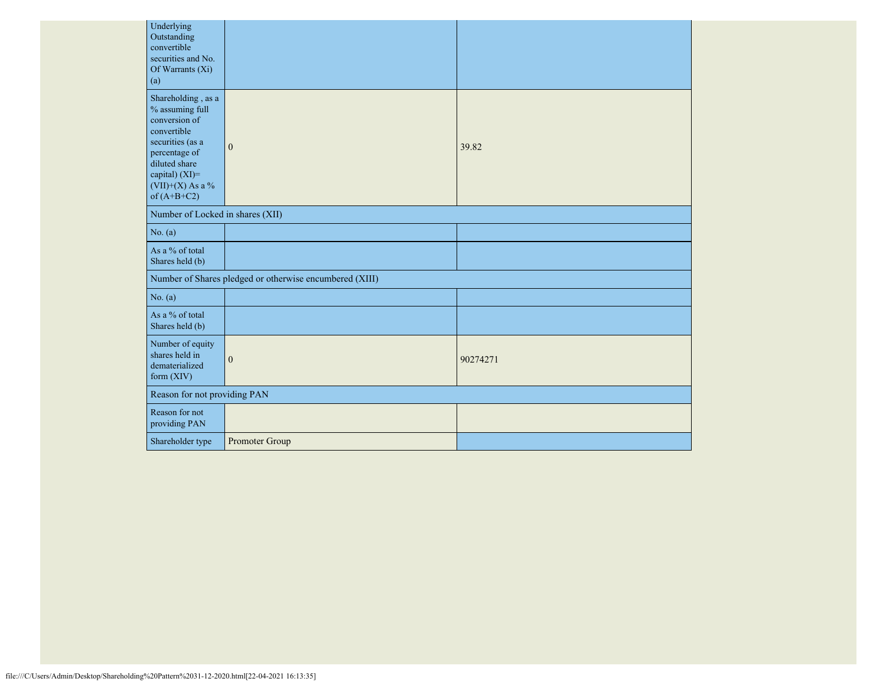| | | |
|---|---|---|
| Underlying Outstanding convertible securities and No. Of Warrants (Xi) (a) | | |
| Shareholding , as a % assuming full conversion of convertible securities (as a percentage of diluted share capital) (XI)= (VII)+(X) As a % of (A+B+C2) | 0 | 39.82 |
| Number of Locked in shares (XII) | | |
| No. (a) | | |
| As a % of total Shares held (b) | | |
| Number of Shares pledged or otherwise encumbered (XIII) | | |
| No. (a) | | |
| As a % of total Shares held (b) | | |
| Number of equity shares held in dematerialized form (XIV) | 0 | 90274271 |
| Reason for not providing PAN | | |
| Reason for not providing PAN | | |
| Shareholder type | Promoter Group | |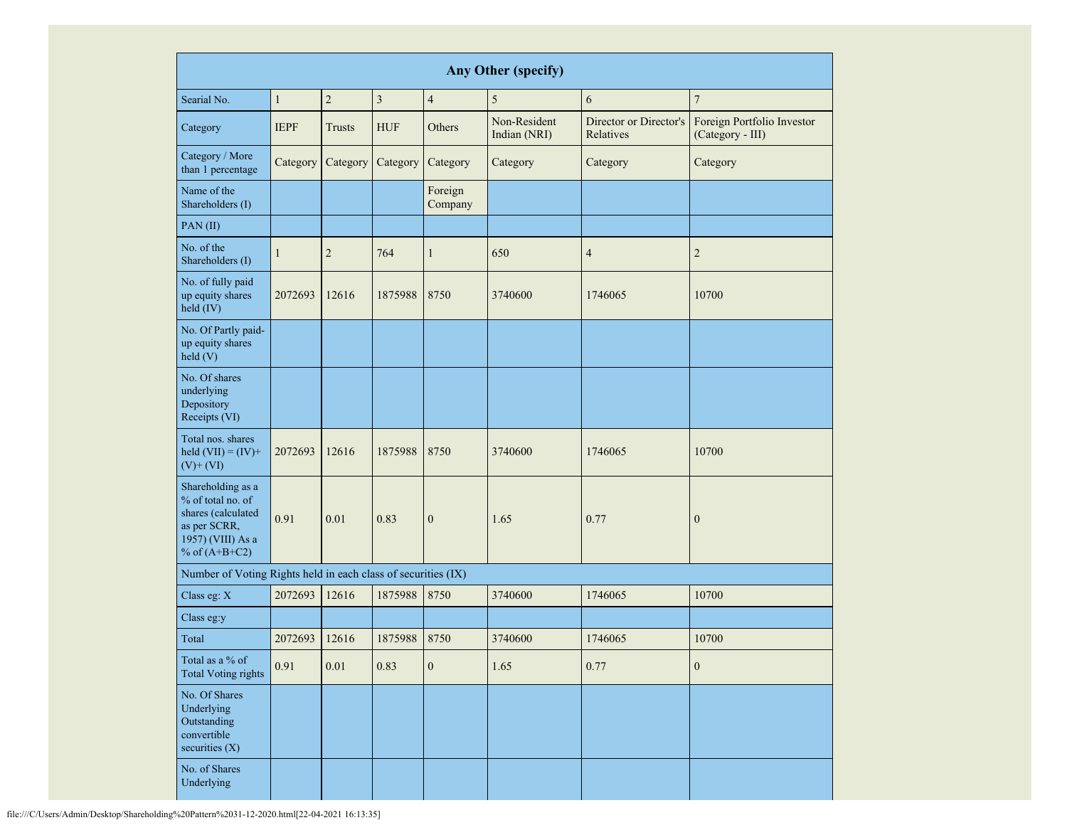| Any Other (specify) | | | | | | | |
|---|---|---|---|---|---|---|---|
| Searial No. | 1 | 2 | 3 | 4 | 5 | 6 | 7 |
| Category | IEPF | Trusts | HUF | Others | Non-Resident Indian (NRI) | Director or Director's Relatives | Foreign Portfolio Investor (Category - III) |
| Category / More than 1 percentage | Category | Category | Category | Category | Category | Category | Category |
| Name of the Shareholders (I) | | | | Foreign Company | | | |
| PAN (II) | | | | | | | |
| No. of the Shareholders (I) | 1 | 2 | 764 | 1 | 650 | 4 | 2 |
| No. of fully paid up equity shares held (IV) | 2072693 | 12616 | 1875988 | 8750 | 3740600 | 1746065 | 10700 |
| No. Of Partly paid-up equity shares held (V) | | | | | | | |
| No. Of shares underlying Depository Receipts (VI) | | | | | | | |
| Total nos. shares held (VII) = (IV)+ (V)+ (VI) | 2072693 | 12616 | 1875988 | 8750 | 3740600 | 1746065 | 10700 |
| Shareholding as a % of total no. of shares (calculated as per SCRR, 1957) (VIII) As a % of (A+B+C2) | 0.91 | 0.01 | 0.83 | 0 | 1.65 | 0.77 | 0 |
| Number of Voting Rights held in each class of securities (IX) | | | | | | | |
| Class eg: X | 2072693 | 12616 | 1875988 | 8750 | 3740600 | 1746065 | 10700 |
| Class eg:y | | | | | | | |
| Total | 2072693 | 12616 | 1875988 | 8750 | 3740600 | 1746065 | 10700 |
| Total as a % of Total Voting rights | 0.91 | 0.01 | 0.83 | 0 | 1.65 | 0.77 | 0 |
| No. Of Shares Underlying Outstanding convertible securities (X) | | | | | | | |
| No. of Shares Underlying | | | | | | | |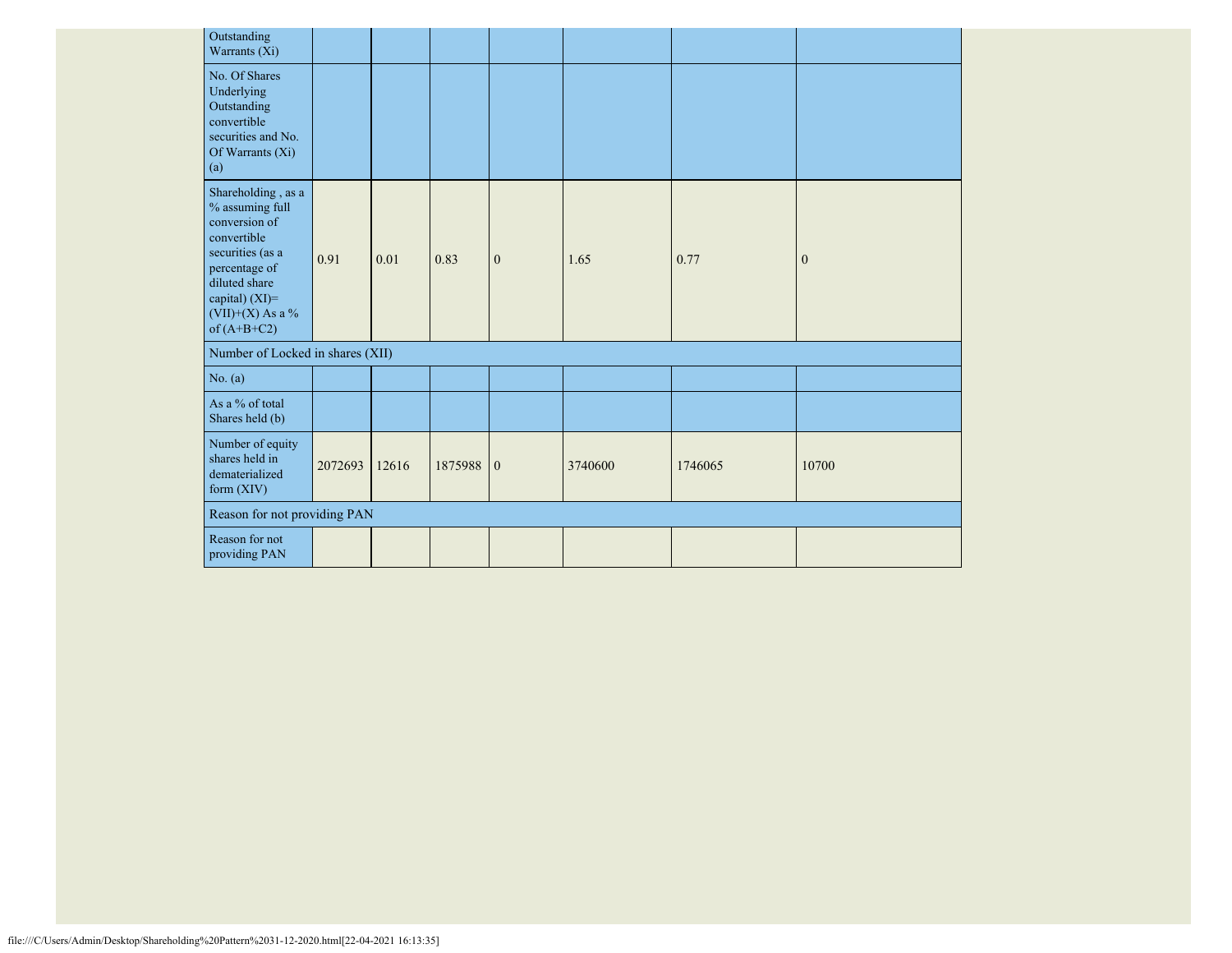| | | | | | | | |
|---|---|---|---|---|---|---|---|
| Outstanding Warrants (Xi) | | | | | | | |
| No. Of Shares Underlying Outstanding convertible securities and No. Of Warrants (Xi) (a) | | | | | | | |
| Shareholding , as a % assuming full conversion of convertible securities (as a percentage of diluted share capital) (XI)= (VII)+(X) As a % of (A+B+C2) | 0.91 | 0.01 | 0.83 | 0 | 1.65 | 0.77 | 0 |
| Number of Locked in shares (XII) | | | | | | | |
| No. (a) | | | | | | | |
| As a % of total Shares held (b) | | | | | | | |
| Number of equity shares held in dematerialized form (XIV) | 2072693 | 12616 | 1875988 | 0 | 3740600 | 1746065 | 10700 |
| Reason for not providing PAN | | | | | | | |
| Reason for not providing PAN | | | | | | | |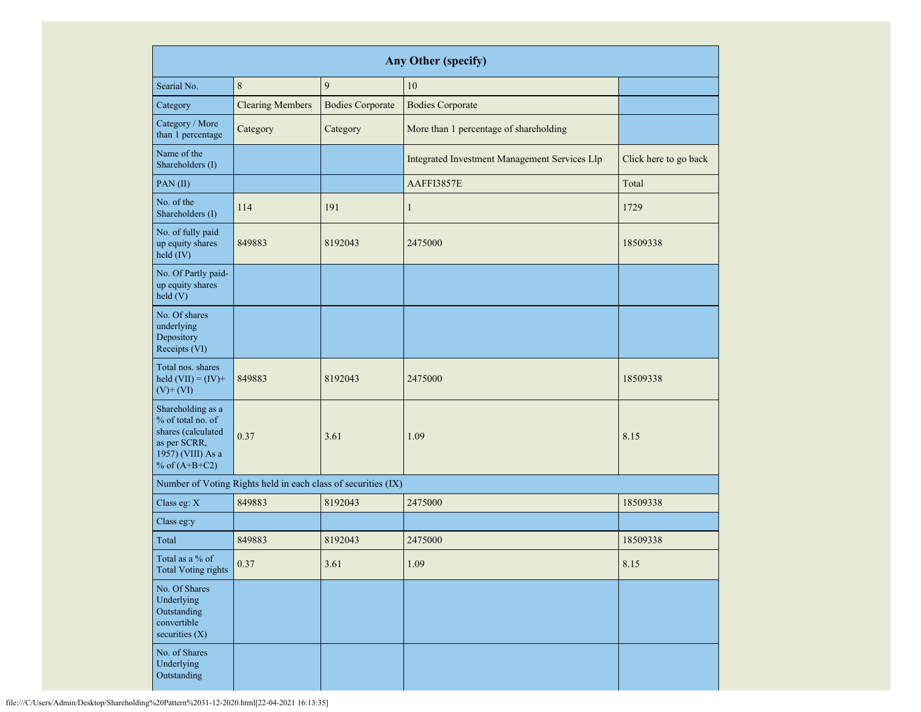| Any Other (specify) | | | | |
|---|---|---|---|---|
| Searial No. | 8 | 9 | 10 | |
| Category | Clearing Members | Bodies Corporate | Bodies Corporate | |
| Category / More than 1 percentage | Category | Category | More than 1 percentage of shareholding | |
| Name of the Shareholders (I) | | | Integrated Investment Management Services Llp | Click here to go back |
| PAN (II) | | | AAFFI3857E | Total |
| No. of the Shareholders (I) | 114 | 191 | 1 | 1729 |
| No. of fully paid up equity shares held (IV) | 849883 | 8192043 | 2475000 | 18509338 |
| No. Of Partly paid-up equity shares held (V) | | | | |
| No. Of shares underlying Depository Receipts (VI) | | | | |
| Total nos. shares held (VII) = (IV)+ (V)+ (VI) | 849883 | 8192043 | 2475000 | 18509338 |
| Shareholding as a % of total no. of shares (calculated as per SCRR, 1957) (VIII) As a % of (A+B+C2) | 0.37 | 3.61 | 1.09 | 8.15 |
| Number of Voting Rights held in each class of securities (IX) | | | | |
| Class eg: X | 849883 | 8192043 | 2475000 | 18509338 |
| Class eg:y | | | | |
| Total | 849883 | 8192043 | 2475000 | 18509338 |
| Total as a % of Total Voting rights | 0.37 | 3.61 | 1.09 | 8.15 |
| No. Of Shares Underlying Outstanding convertible securities (X) | | | | |
| No. of Shares Underlying Outstanding | | | | |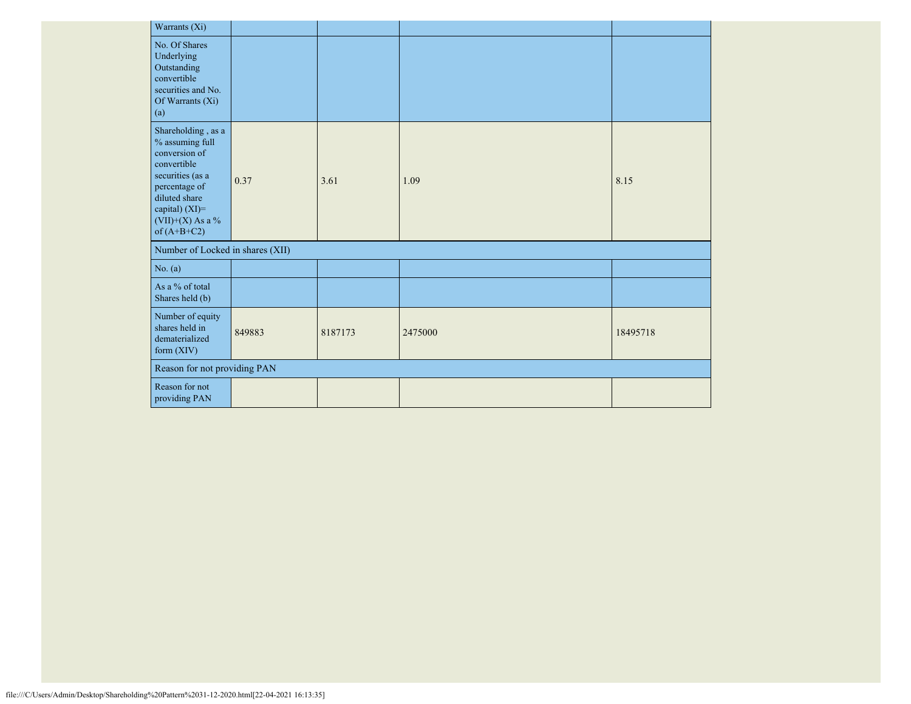| Warrants (Xi) | | | | |
|---|---|---|---|---|
| No. Of Shares Underlying Outstanding convertible securities and No. Of Warrants (Xi) (a) | | | | |
| Shareholding , as a % assuming full conversion of convertible securities (as a percentage of diluted share capital) (XI)= (VII)+(X) As a % of (A+B+C2) | 0.37 | 3.61 | 1.09 | 8.15 |
| Number of Locked in shares (XII) | | | | |
| No. (a) | | | | |
| As a % of total Shares held (b) | | | | |
| Number of equity shares held in dematerialized form (XIV) | 849883 | 8187173 | 2475000 | 18495718 |
| Reason for not providing PAN | | | | |
| Reason for not providing PAN | | | | |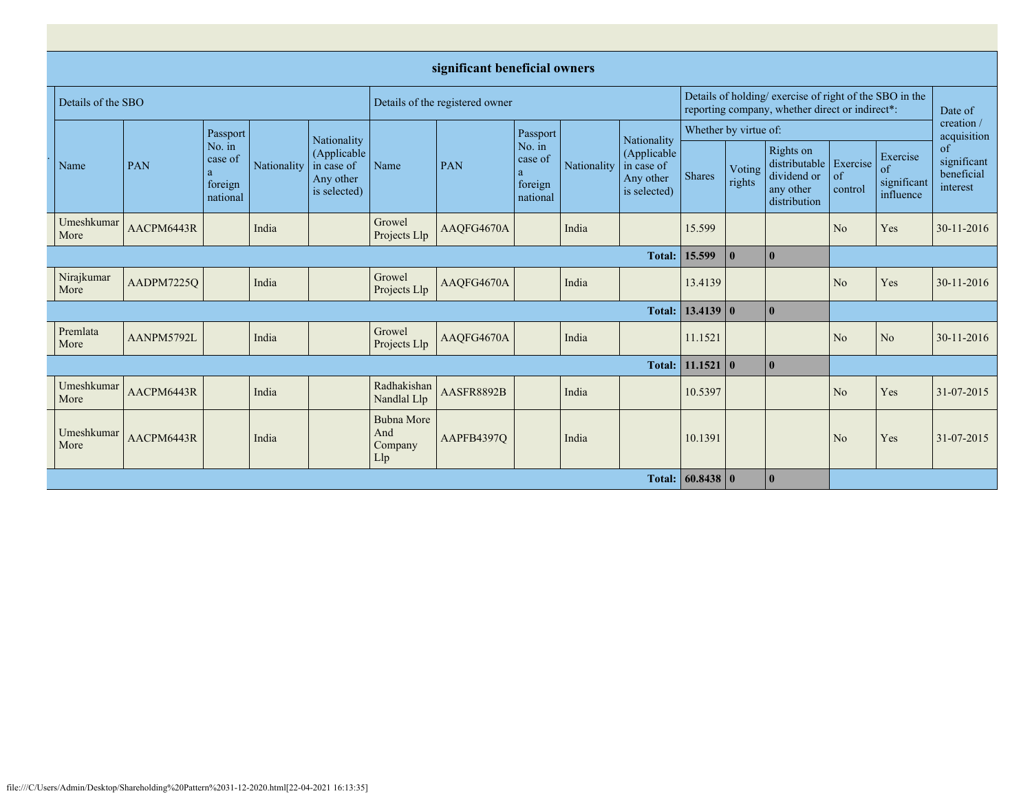## significant beneficial owners

| | Details of the SBO | | | | | Details of the registered owner | | | | | Details of holding/ exercise of right of the SBO in the reporting company, whether direct or indirect*: | | | | | Date of creation / acquisition of significant beneficial interest |
|---|---|---|---|---|---|---|---|---|---|---|---|---|---|---|---|---|
| | | | | | | | | | | | Whether by virtue of: | | | | | |
| | Name | PAN | Passport No. in case of a foreign national | Nationality | Nationality (Applicable in case of Any other is selected) | Name | PAN | Passport No. in case of a foreign national | Nationality | Nationality (Applicable in case of Any other is selected) | Shares | Voting rights | Rights on distributable dividend or any other distribution | Exercise of control | Exercise of significant influence | |
| | Umeshkumar More | AACPM6443R | | India | | Growel Projects Llp | AAQFG4670A | | India | | 15.599 | | | No | Yes | 30-11-2016 |
| | | | | | | | | | | **Total:** | **15.599** | **0** | **0** | | | |
| | Nirajkumar More | AADPM7225Q | | India | | Growel Projects Llp | AAQFG4670A | | India | | 13.4139 | | | No | Yes | 30-11-2016 |
| | | | | | | | | | | **Total:** | **13.4139** | **0** | **0** | | | |
| | Premlata More | AANPM5792L | | India | | Growel Projects Llp | AAQFG4670A | | India | | 11.1521 | | | No | No | 30-11-2016 |
| | | | | | | | | | | **Total:** | **11.1521** | **0** | **0** | | | |
| | Umeshkumar More | AACPM6443R | | India | | Radhakishan Nandlal Llp | AASFR8892B | | India | | 10.5397 | | | No | Yes | 31-07-2015 |
| | Umeshkumar More | AACPM6443R | | India | | Bubna More And Company Llp | AAPFB4397Q | | India | | 10.1391 | | | No | Yes | 31-07-2015 |
| | | | | | | | | | | **Total:** | **60.8438** | **0** | **0** | | | |